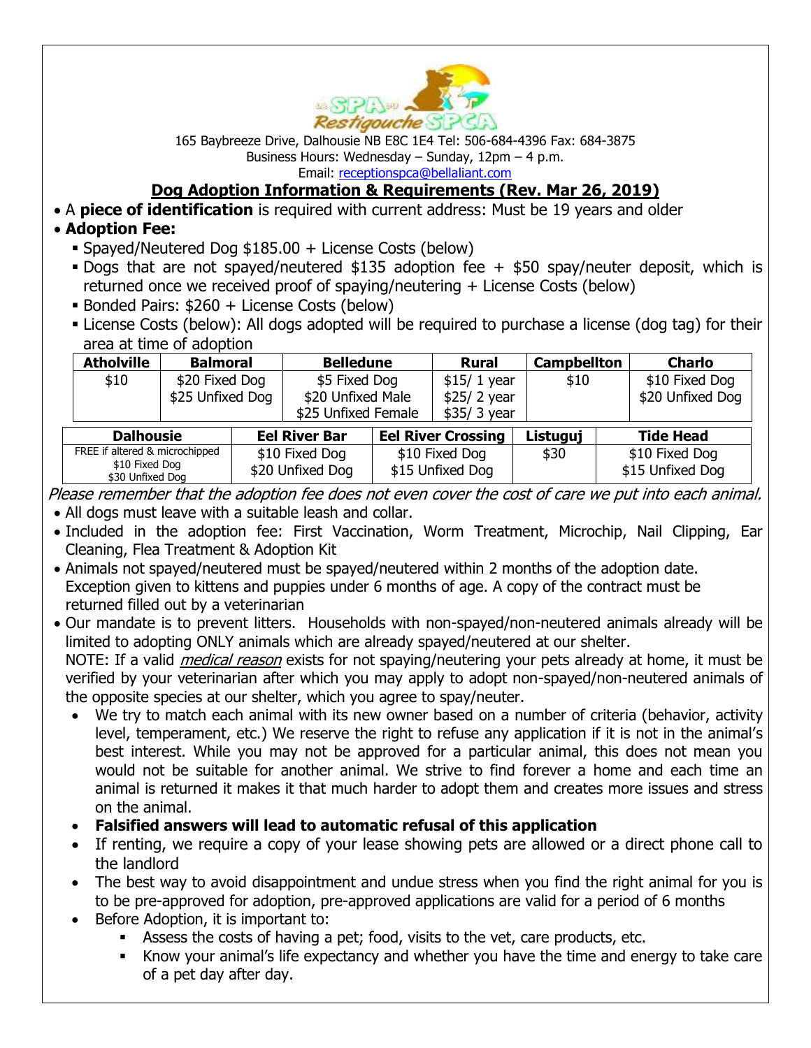165 Baybreeze Drive, Dalhousie NB E8C 1E4 Tel: 506-684-4396 Fax: 684-3875
Business Hours: Wednesday – Sunday, 12pm – 4 p.m.
Email: receptionspca@bellaliant.com

## Dog Adoption Information & Requirements (Rev. Mar 26, 2019)

- A **piece of identification** is required with current address: Must be 19 years and older
- **Adoption Fee:**
  - Spayed/Neutered Dog $185.00 + License Costs (below)
  - Dogs that are not spayed/neutered $135 adoption fee + $50 spay/neuter deposit, which is returned once we received proof of spaying/neutering + License Costs (below)
  - Bonded Pairs: $260 + License Costs (below)
  - License Costs (below): All dogs adopted will be required to purchase a license (dog tag) for their area at time of adoption

| Atholville | Balmoral | Belledune | Rural | Campbellton | Charlo |
|---|---|---|---|---|---|
| $10 | $20 Fixed Dog<br>$25 Unfixed Dog | $5 Fixed Dog<br>$20 Unfixed Male<br>$25 Unfixed Female | $15/ 1 year<br>$25/ 2 year<br>$35/ 3 year | $10 | $10 Fixed Dog<br>$20 Unfixed Dog |

| Dalhousie | Eel River Bar | Eel River Crossing | Listuguj | Tide Head |
|---|---|---|---|---|
| FREE if altered & microchipped<br>$10 Fixed Dog<br>$30 Unfixed Dog | $10 Fixed Dog<br>$20 Unfixed Dog | $10 Fixed Dog<br>$15 Unfixed Dog | $30 | $10 Fixed Dog<br>$15 Unfixed Dog |

*Please remember that the adoption fee does not even cover the cost of care we put into each animal.*

- All dogs must leave with a suitable leash and collar.
- Included in the adoption fee: First Vaccination, Worm Treatment, Microchip, Nail Clipping, Ear Cleaning, Flea Treatment & Adoption Kit
- Animals not spayed/neutered must be spayed/neutered within 2 months of the adoption date. Exception given to kittens and puppies under 6 months of age. A copy of the contract must be returned filled out by a veterinarian
- Our mandate is to prevent litters. Households with non-spayed/non-neutered animals already will be limited to adopting ONLY animals which are already spayed/neutered at our shelter.
  NOTE: If a valid *medical reason* exists for not spaying/neutering your pets already at home, it must be verified by your veterinarian after which you may apply to adopt non-spayed/non-neutered animals of the opposite species at our shelter, which you agree to spay/neuter.
  - We try to match each animal with its new owner based on a number of criteria (behavior, activity level, temperament, etc.) We reserve the right to refuse any application if it is not in the animal's best interest. While you may not be approved for a particular animal, this does not mean you would not be suitable for another animal. We strive to find forever a home and each time an animal is returned it makes it that much harder to adopt them and creates more issues and stress on the animal.
  - **Falsified answers will lead to automatic refusal of this application**
  - If renting, we require a copy of your lease showing pets are allowed or a direct phone call to the landlord
  - The best way to avoid disappointment and undue stress when you find the right animal for you is to be pre-approved for adoption, pre-approved applications are valid for a period of 6 months
  - Before Adoption, it is important to:
    - Assess the costs of having a pet; food, visits to the vet, care products, etc.
    - Know your animal's life expectancy and whether you have the time and energy to take care of a pet day after day.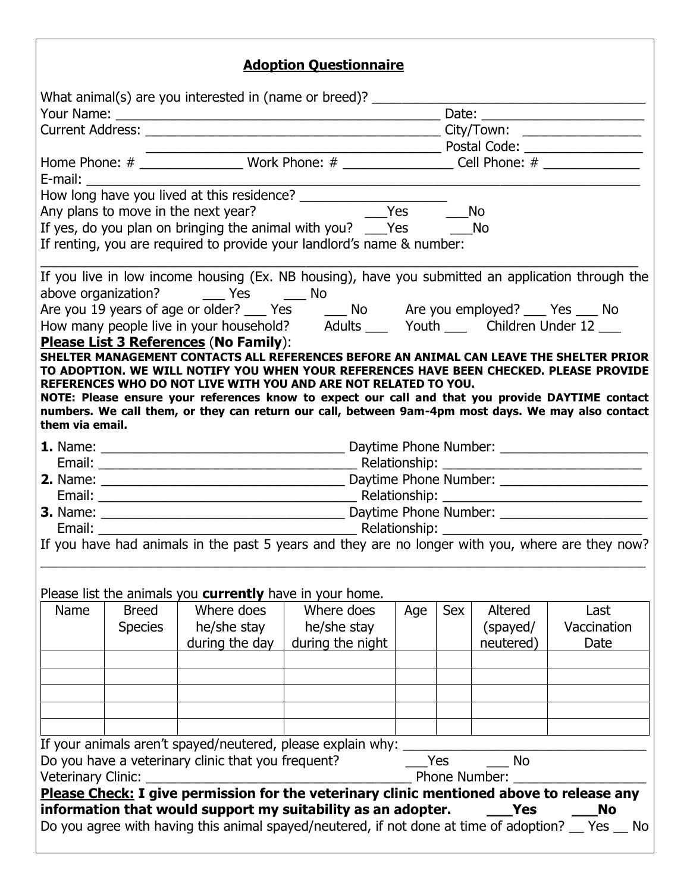## Adoption Questionnaire

What animal(s) are you interested in (name or breed)? ____________________________________

Your Name: ____________________________________________ Date: ______________________

Current Address: ________________________________________ City/Town: ________________

________________________________________ Postal Code: ________________

Home Phone: # ______________ Work Phone: # _______________ Cell Phone: # _____________

E-mail: ________________________________________________________________________________

How long have you lived at this residence? ____________________

Any plans to move in the next year? ___Yes ___No

If yes, do you plan on bringing the animal with you? ___Yes ___No

If renting, you are required to provide your landlord's name & number:

________________________________________________________________________________

If you live in low income housing (Ex. NB housing), have you submitted an application through the above organization? ___ Yes ___ No

Are you 19 years of age or older? ___ Yes ___ No Are you employed? ___ Yes ___ No

How many people live in your household? Adults ___ Youth ___ Children Under 12 ___

**Please List 3 References** (**No Family**):

**SHELTER MANAGEMENT CONTACTS ALL REFERENCES BEFORE AN ANIMAL CAN LEAVE THE SHELTER PRIOR TO ADOPTION. WE WILL NOTIFY YOU WHEN YOUR REFERENCES HAVE BEEN CHECKED. PLEASE PROVIDE REFERENCES WHO DO NOT LIVE WITH YOU AND ARE NOT RELATED TO YOU.**

**NOTE: Please ensure your references know to expect our call and that you provide DAYTIME contact numbers. We call them, or they can return our call, between 9am-4pm most days. We may also contact them via email.**

**1.** Name: ________________________________ Daytime Phone Number: ____________________

Email: __________________________________ Relationship: __________________________

**2.** Name: ________________________________ Daytime Phone Number: ____________________

Email: __________________________________ Relationship: __________________________

**3.** Name: ________________________________ Daytime Phone Number: ____________________

Email: __________________________________ Relationship: __________________________

If you have had animals in the past 5 years and they are no longer with you, where are they now?

________________________________________________________________________________

Please list the animals you **currently** have in your home.

| Name | Breed Species | Where does he/she stay during the day | Where does he/she stay during the night | Age | Sex | Altered (spayed/ neutered) | Last Vaccination Date |
|---|---|---|---|---|---|---|---|
| | | | | | | | |
| | | | | | | | |
| | | | | | | | |
| | | | | | | | |
| | | | | | | | |

If your animals aren't spayed/neutered, please explain why: ________________________________

Do you have a veterinary clinic that you frequent? ___Yes ___ No

Veterinary Clinic: ____________________________________ Phone Number: __________________

**Please Check: I give permission for the veterinary clinic mentioned above to release any information that would support my suitability as an adopter. ___Yes ___No**

Do you agree with having this animal spayed/neutered, if not done at time of adoption? __ Yes __ No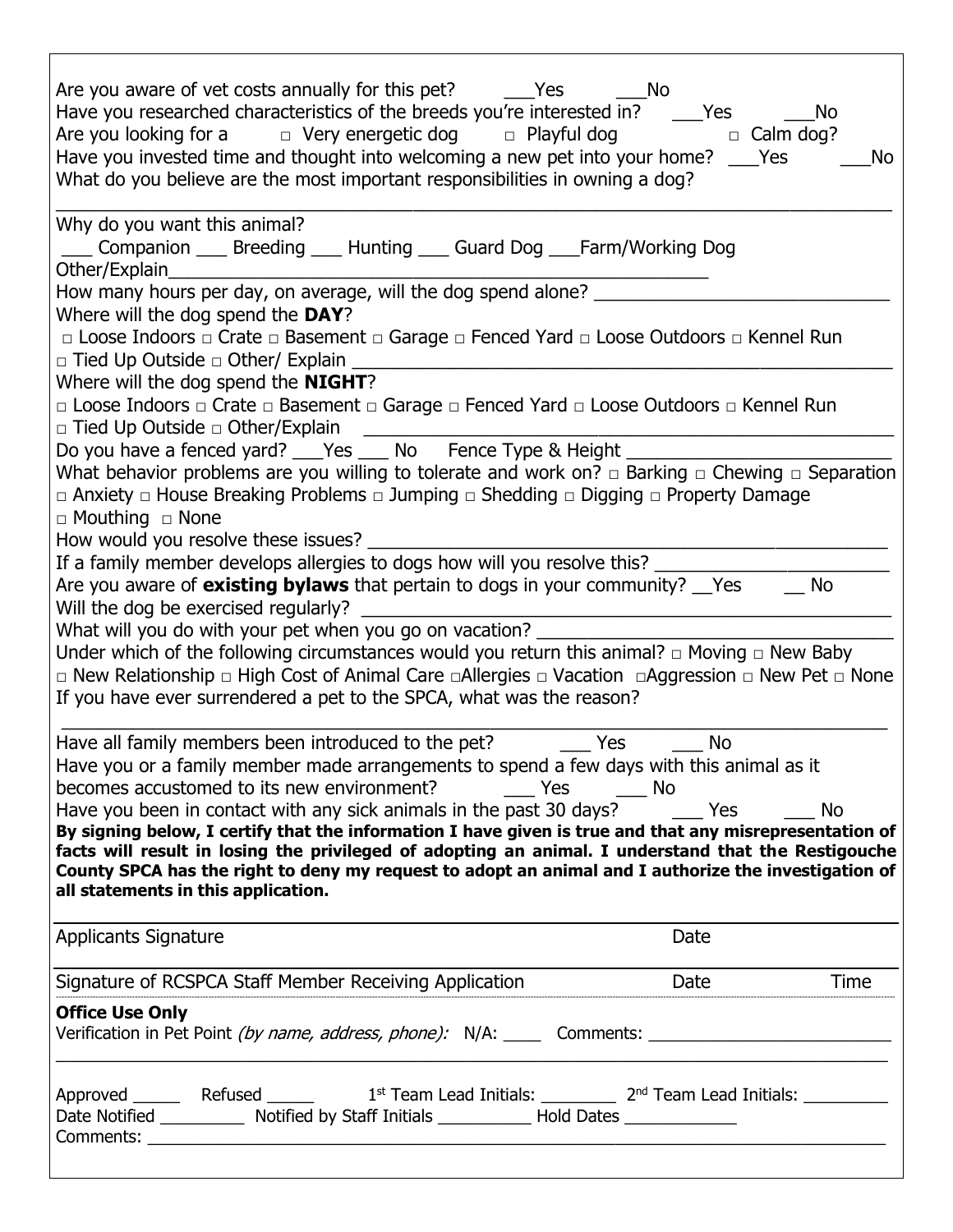Are you aware of vet costs annually for this pet? ___Yes ___No

Have you researched characteristics of the breeds you're interested in? ___Yes ___No

Are you looking for a □ Very energetic dog □ Playful dog □ Calm dog?

Have you invested time and thought into welcoming a new pet into your home? ___Yes ___No

What do you believe are the most important responsibilities in owning a dog?

_______________________________________________________________________________

Why do you want this animal?

___ Companion ___ Breeding ___ Hunting ___ Guard Dog ___Farm/Working Dog

Other/Explain_______________________________________________________

How many hours per day, on average, will the dog spend alone? ___________________________

Where will the dog spend the **DAY**?

□ Loose Indoors □ Crate □ Basement □ Garage □ Fenced Yard □ Loose Outdoors □ Kennel Run

□ Tied Up Outside □ Other/ Explain ____________________________________________________

Where will the dog spend the **NIGHT**?

□ Loose Indoors □ Crate □ Basement □ Garage □ Fenced Yard □ Loose Outdoors □ Kennel Run

□ Tied Up Outside □ Other/Explain ____________________________________________________

Do you have a fenced yard? ___Yes ___ No Fence Type & Height _________________________

What behavior problems are you willing to tolerate and work on? □ Barking □ Chewing □ Separation □ Anxiety □ House Breaking Problems □ Jumping □ Shedding □ Digging □ Property Damage □ Mouthing □ None

How would you resolve these issues? __________________________________________________

If a family member develops allergies to dogs how will you resolve this? _____________________

Are you aware of **existing bylaws** that pertain to dogs in your community? __Yes __ No

Will the dog be exercised regularly? ___________________________________________________

What will you do with your pet when you go on vacation? _________________________________

Under which of the following circumstances would you return this animal? □ Moving □ New Baby □ New Relationship □ High Cost of Animal Care □Allergies □ Vacation □Aggression □ New Pet □ None

If you have ever surrendered a pet to the SPCA, what was the reason?

_______________________________________________________________________________

Have all family members been introduced to the pet? ___ Yes ___ No

Have you or a family member made arrangements to spend a few days with this animal as it becomes accustomed to its new environment? ___ Yes ___ No

Have you been in contact with any sick animals in the past 30 days? ___ Yes ___ No

**By signing below, I certify that the information I have given is true and that any misrepresentation of facts will result in losing the privileged of adopting an animal. I understand that the Restigouche County SPCA has the right to deny my request to adopt an animal and I authorize the investigation of all statements in this application.**

_______________________________________________________________________________

Applicants Signature Date

_______________________________________________________________________________

Signature of RCSPCA Staff Member Receiving Application Date Time

**Office Use Only**

Verification in Pet Point *(by name, address, phone):* N/A: ____ Comments: _________________________

_______________________________________________________________________________

Approved _____ Refused _____ 1st Team Lead Initials: ________ 2nd Team Lead Initials: _________

Date Notified _________ Notified by Staff Initials __________ Hold Dates ____________

Comments: _____________________________________________________________________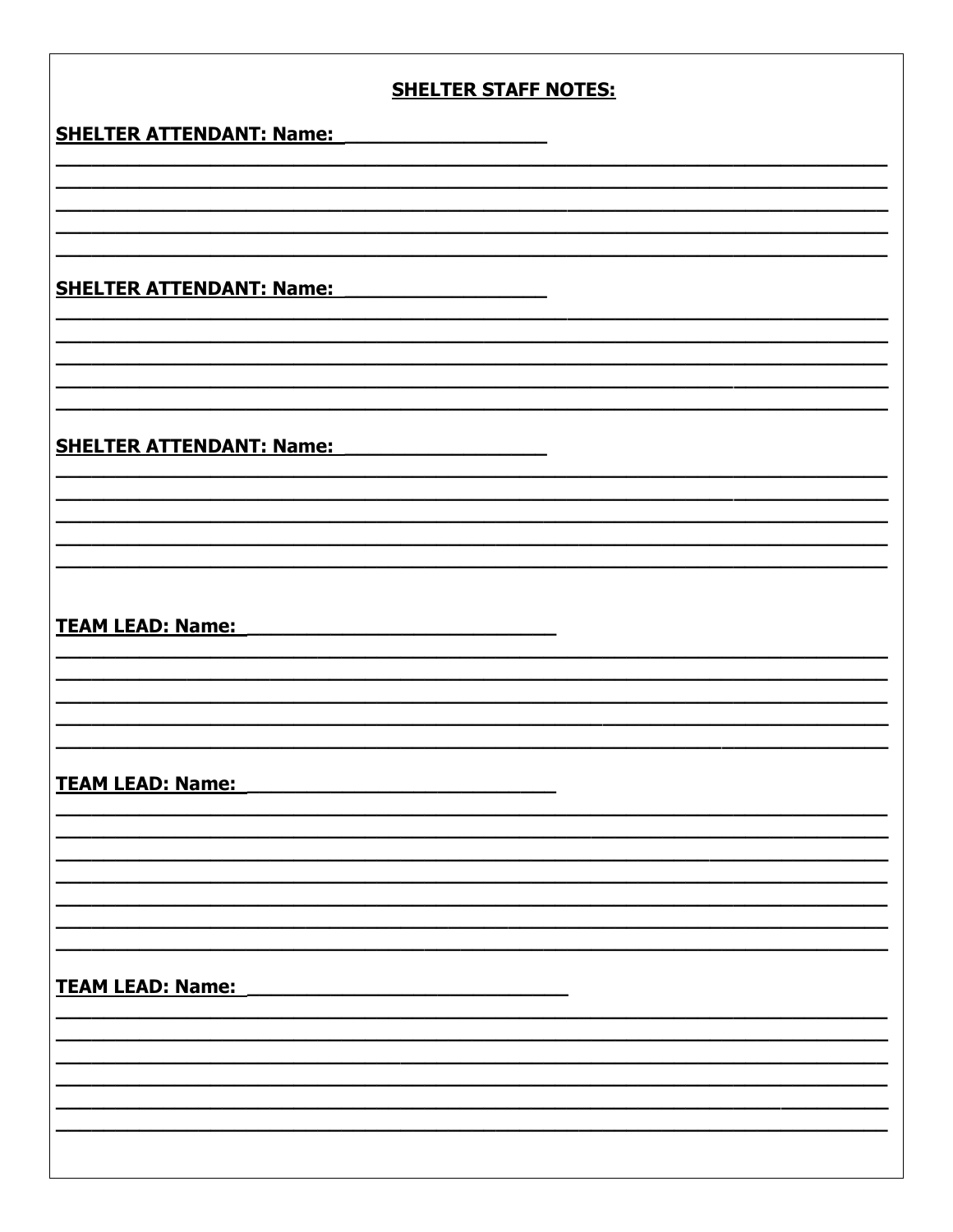## SHELTER STAFF NOTES:

**SHELTER ATTENDANT: Name:** ___________________

________________________________________________________________________________
________________________________________________________________________________
________________________________________________________________________________
________________________________________________________________________________
________________________________________________________________________________

**SHELTER ATTENDANT: Name:** ___________________

________________________________________________________________________________
________________________________________________________________________________
________________________________________________________________________________
________________________________________________________________________________
________________________________________________________________________________

**SHELTER ATTENDANT: Name:** ___________________

________________________________________________________________________________
________________________________________________________________________________
________________________________________________________________________________
________________________________________________________________________________
________________________________________________________________________________

**TEAM LEAD: Name:** ______________________________

________________________________________________________________________________
________________________________________________________________________________
________________________________________________________________________________
________________________________________________________________________________
________________________________________________________________________________

**TEAM LEAD: Name:** ______________________________

________________________________________________________________________________
________________________________________________________________________________
________________________________________________________________________________
________________________________________________________________________________
________________________________________________________________________________
________________________________________________________________________________
________________________________________________________________________________

**TEAM LEAD: Name:** ______________________________

________________________________________________________________________________
________________________________________________________________________________
________________________________________________________________________________
________________________________________________________________________________
________________________________________________________________________________
________________________________________________________________________________